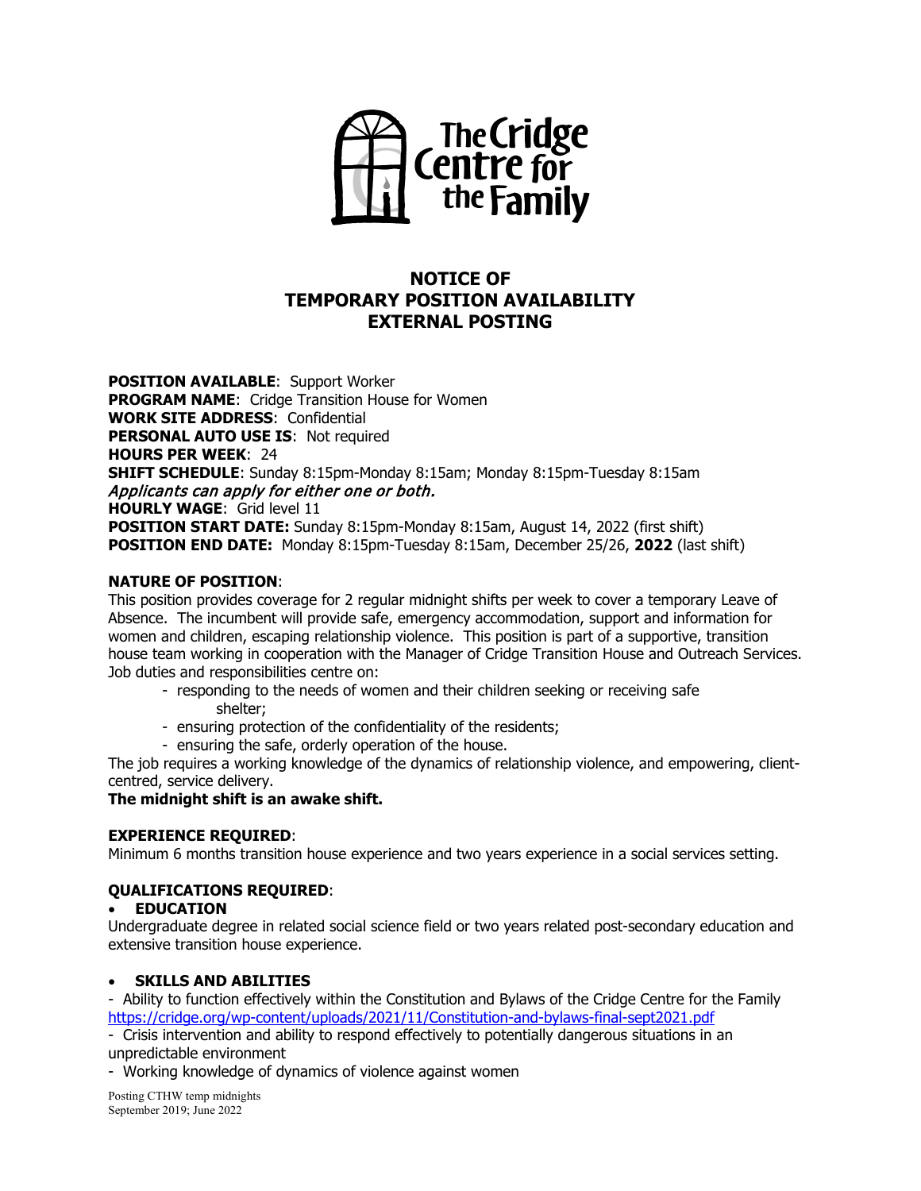The Cridge Centre for the Family

# NOTICE OF TEMPORARY POSITION AVAILABILITY EXTERNAL POSTING

**POSITION AVAILABLE**: Support Worker
**PROGRAM NAME**: Cridge Transition House for Women
**WORK SITE ADDRESS**: Confidential
**PERSONAL AUTO USE IS**: Not required
**HOURS PER WEEK**: 24
**SHIFT SCHEDULE**: Sunday 8:15pm-Monday 8:15am; Monday 8:15pm-Tuesday 8:15am
*Applicants can apply for either one or both.*
**HOURLY WAGE**: Grid level 11
**POSITION START DATE:** Sunday 8:15pm-Monday 8:15am, August 14, 2022 (first shift)
**POSITION END DATE:** Monday 8:15pm-Tuesday 8:15am, December 25/26, **2022** (last shift)

**NATURE OF POSITION**:
This position provides coverage for 2 regular midnight shifts per week to cover a temporary Leave of Absence. The incumbent will provide safe, emergency accommodation, support and information for women and children, escaping relationship violence. This position is part of a supportive, transition house team working in cooperation with the Manager of Cridge Transition House and Outreach Services. Job duties and responsibilities centre on:

- responding to the needs of women and their children seeking or receiving safe shelter;
- ensuring protection of the confidentiality of the residents;
- ensuring the safe, orderly operation of the house.

The job requires a working knowledge of the dynamics of relationship violence, and empowering, client-centred, service delivery.
**The midnight shift is an awake shift.**

**EXPERIENCE REQUIRED**:
Minimum 6 months transition house experience and two years experience in a social services setting.

**QUALIFICATIONS REQUIRED**:

- **EDUCATION**

Undergraduate degree in related social science field or two years related post-secondary education and extensive transition house experience.

- **SKILLS AND ABILITIES**

- Ability to function effectively within the Constitution and Bylaws of the Cridge Centre for the Family https://cridge.org/wp-content/uploads/2021/11/Constitution-and-bylaws-final-sept2021.pdf
- Crisis intervention and ability to respond effectively to potentially dangerous situations in an unpredictable environment
- Working knowledge of dynamics of violence against women

Posting CTHW temp midnights
September 2019; June 2022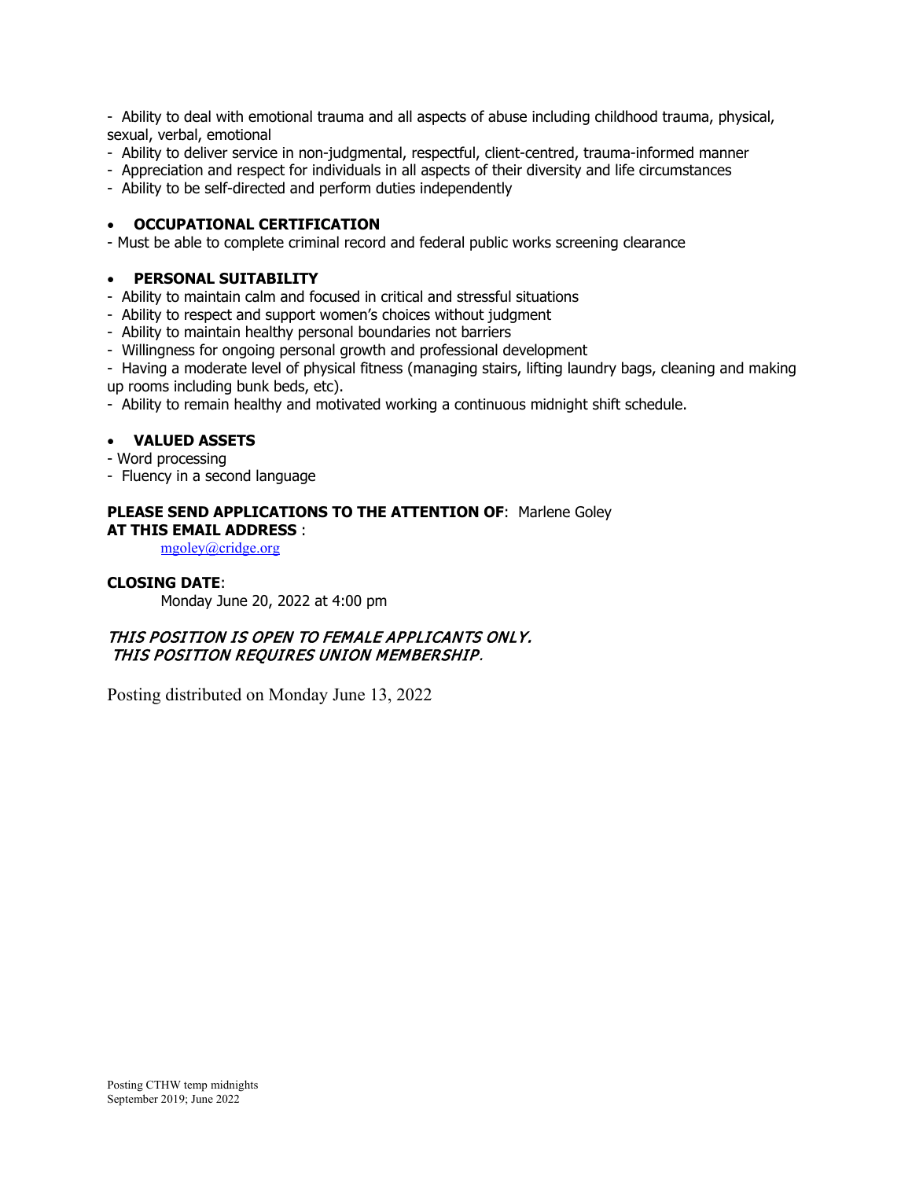- Ability to deal with emotional trauma and all aspects of abuse including childhood trauma, physical, sexual, verbal, emotional
- Ability to deliver service in non-judgmental, respectful, client-centred, trauma-informed manner
- Appreciation and respect for individuals in all aspects of their diversity and life circumstances
- Ability to be self-directed and perform duties independently

- **OCCUPATIONAL CERTIFICATION**

- Must be able to complete criminal record and federal public works screening clearance

- **PERSONAL SUITABILITY**

- Ability to maintain calm and focused in critical and stressful situations
- Ability to respect and support women's choices without judgment
- Ability to maintain healthy personal boundaries not barriers
- Willingness for ongoing personal growth and professional development
- Having a moderate level of physical fitness (managing stairs, lifting laundry bags, cleaning and making up rooms including bunk beds, etc).
- Ability to remain healthy and motivated working a continuous midnight shift schedule.

- **VALUED ASSETS**

- Word processing
- Fluency in a second language

**PLEASE SEND APPLICATIONS TO THE ATTENTION OF**: Marlene Goley
**AT THIS EMAIL ADDRESS** :
mgoley@cridge.org

**CLOSING DATE**:
Monday June 20, 2022 at 4:00 pm

*THIS POSITION IS OPEN TO FEMALE APPLICANTS ONLY.*
*THIS POSITION REQUIRES UNION MEMBERSHIP.*

Posting distributed on Monday June 13, 2022

Posting CTHW temp midnights
September 2019; June 2022